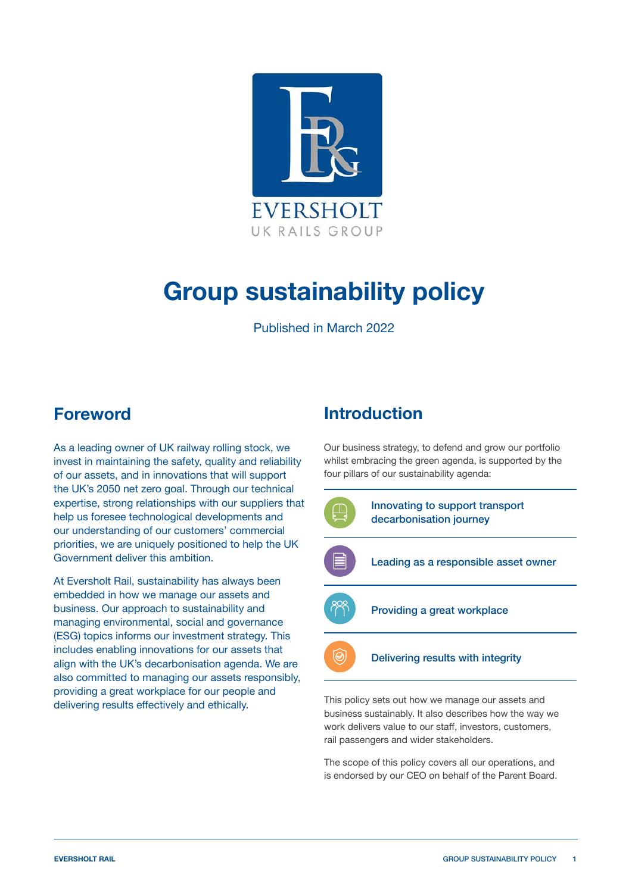EVERSHOLT
UK RAILS GROUP

# Group sustainability policy

Published in March 2022

## Foreword

As a leading owner of UK railway rolling stock, we invest in maintaining the safety, quality and reliability of our assets, and in innovations that will support the UK's 2050 net zero goal. Through our technical expertise, strong relationships with our suppliers that help us foresee technological developments and our understanding of our customers' commercial priorities, we are uniquely positioned to help the UK Government deliver this ambition.

At Eversholt Rail, sustainability has always been embedded in how we manage our assets and business. Our approach to sustainability and managing environmental, social and governance (ESG) topics informs our investment strategy. This includes enabling innovations for our assets that align with the UK's decarbonisation agenda. We are also committed to managing our assets responsibly, providing a great workplace for our people and delivering results effectively and ethically.

## Introduction

Our business strategy, to defend and grow our portfolio whilst embracing the green agenda, is supported by the four pillars of our sustainability agenda:

- **Innovating to support transport decarbonisation journey**
- **Leading as a responsible asset owner**
- **Providing a great workplace**
- **Delivering results with integrity**

This policy sets out how we manage our assets and business sustainably. It also describes how the way we work delivers value to our staff, investors, customers, rail passengers and wider stakeholders.

The scope of this policy covers all our operations, and is endorsed by our CEO on behalf of the Parent Board.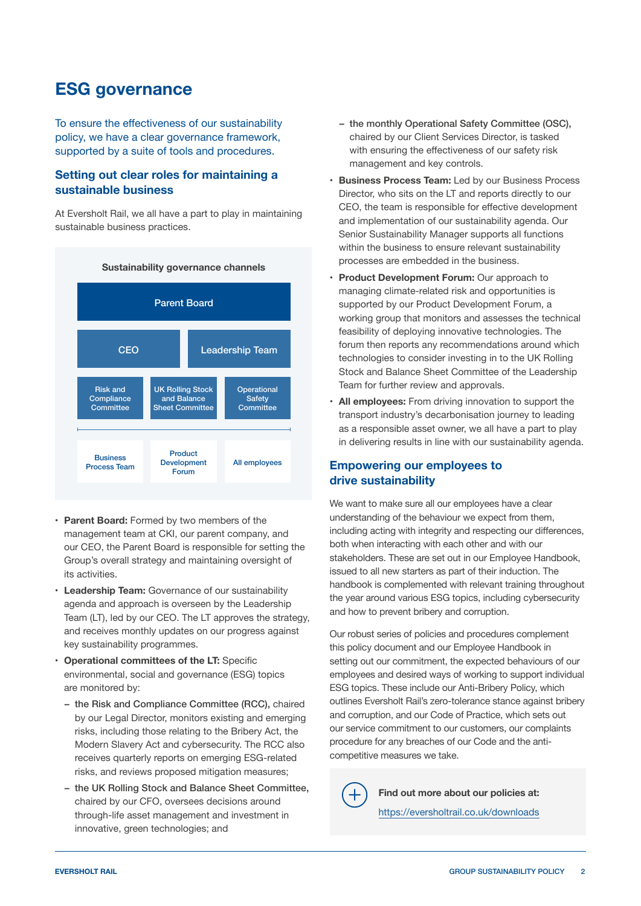# ESG governance

To ensure the effectiveness of our sustainability policy, we have a clear governance framework, supported by a suite of tools and procedures.

## Setting out clear roles for maintaining a sustainable business

At Eversholt Rail, we all have a part to play in maintaining sustainable business practices.

**Sustainability governance channels**

Parent Board

CEO | Leadership Team

Risk and Compliance Committee | UK Rolling Stock and Balance Sheet Committee | Operational Safety Committee

Business Process Team | Product Development Forum | All employees

- **Parent Board:** Formed by two members of the management team at CKI, our parent company, and our CEO, the Parent Board is responsible for setting the Group's overall strategy and maintaining oversight of its activities.
- **Leadership Team:** Governance of our sustainability agenda and approach is overseen by the Leadership Team (LT), led by our CEO. The LT approves the strategy, and receives monthly updates on our progress against key sustainability programmes.
- **Operational committees of the LT:** Specific environmental, social and governance (ESG) topics are monitored by:
  - the Risk and Compliance Committee (RCC), chaired by our Legal Director, monitors existing and emerging risks, including those relating to the Bribery Act, the Modern Slavery Act and cybersecurity. The RCC also receives quarterly reports on emerging ESG-related risks, and reviews proposed mitigation measures;
  - the UK Rolling Stock and Balance Sheet Committee, chaired by our CFO, oversees decisions around through-life asset management and investment in innovative, green technologies; and
  - the monthly Operational Safety Committee (OSC), chaired by our Client Services Director, is tasked with ensuring the effectiveness of our safety risk management and key controls.
- **Business Process Team:** Led by our Business Process Director, who sits on the LT and reports directly to our CEO, the team is responsible for effective development and implementation of our sustainability agenda. Our Senior Sustainability Manager supports all functions within the business to ensure relevant sustainability processes are embedded in the business.
- **Product Development Forum:** Our approach to managing climate-related risk and opportunities is supported by our Product Development Forum, a working group that monitors and assesses the technical feasibility of deploying innovative technologies. The forum then reports any recommendations around which technologies to consider investing in to the UK Rolling Stock and Balance Sheet Committee of the Leadership Team for further review and approvals.
- **All employees:** From driving innovation to support the transport industry's decarbonisation journey to leading as a responsible asset owner, we all have a part to play in delivering results in line with our sustainability agenda.

## Empowering our employees to drive sustainability

We want to make sure all our employees have a clear understanding of the behaviour we expect from them, including acting with integrity and respecting our differences, both when interacting with each other and with our stakeholders. These are set out in our Employee Handbook, issued to all new starters as part of their induction. The handbook is complemented with relevant training throughout the year around various ESG topics, including cybersecurity and how to prevent bribery and corruption.

Our robust series of policies and procedures complement this policy document and our Employee Handbook in setting out our commitment, the expected behaviours of our employees and desired ways of working to support individual ESG topics. These include our Anti-Bribery Policy, which outlines Eversholt Rail's zero-tolerance stance against bribery and corruption, and our Code of Practice, which sets out our service commitment to our customers, our complaints procedure for any breaches of our Code and the anti-competitive measures we take.

**Find out more about our policies at:**

https://eversholtrail.co.uk/downloads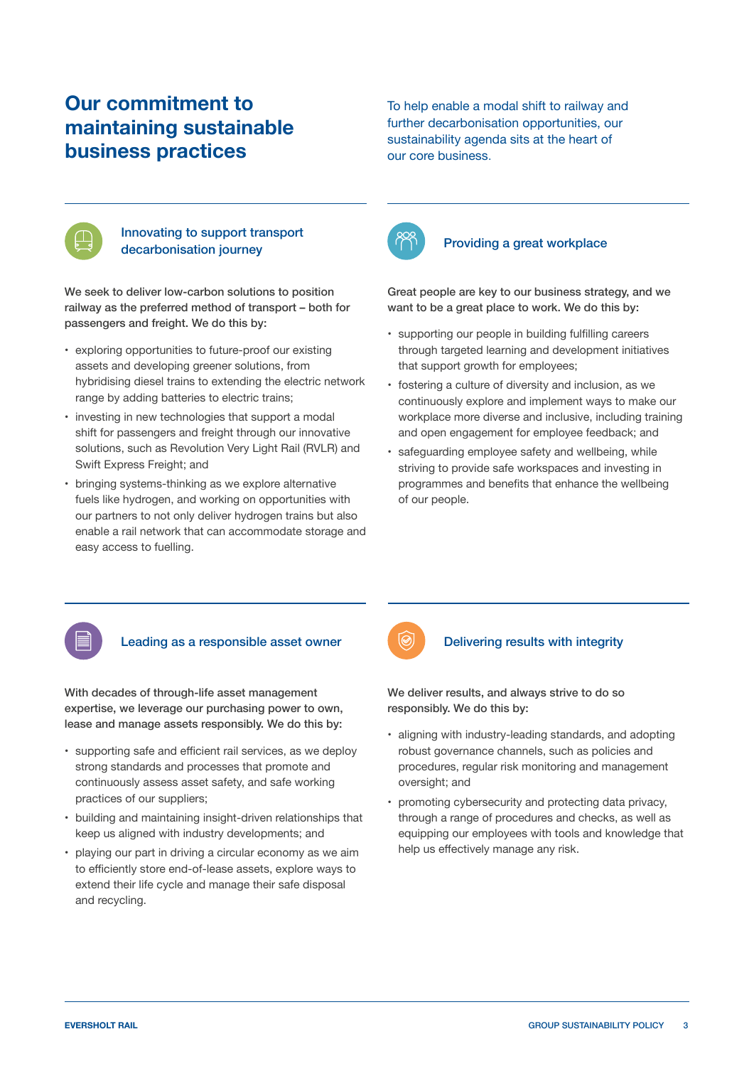# Our commitment to maintaining sustainable business practices

To help enable a modal shift to railway and further decarbonisation opportunities, our sustainability agenda sits at the heart of our core business.

## Innovating to support transport decarbonisation journey

**We seek to deliver low-carbon solutions to position railway as the preferred method of transport – both for passengers and freight. We do this by:**

- exploring opportunities to future-proof our existing assets and developing greener solutions, from hybridising diesel trains to extending the electric network range by adding batteries to electric trains;
- investing in new technologies that support a modal shift for passengers and freight through our innovative solutions, such as Revolution Very Light Rail (RVLR) and Swift Express Freight; and
- bringing systems-thinking as we explore alternative fuels like hydrogen, and working on opportunities with our partners to not only deliver hydrogen trains but also enable a rail network that can accommodate storage and easy access to fuelling.

## Providing a great workplace

**Great people are key to our business strategy, and we want to be a great place to work. We do this by:**

- supporting our people in building fulfilling careers through targeted learning and development initiatives that support growth for employees;
- fostering a culture of diversity and inclusion, as we continuously explore and implement ways to make our workplace more diverse and inclusive, including training and open engagement for employee feedback; and
- safeguarding employee safety and wellbeing, while striving to provide safe workspaces and investing in programmes and benefits that enhance the wellbeing of our people.

## Leading as a responsible asset owner

**With decades of through-life asset management expertise, we leverage our purchasing power to own, lease and manage assets responsibly. We do this by:**

- supporting safe and efficient rail services, as we deploy strong standards and processes that promote and continuously assess asset safety, and safe working practices of our suppliers;
- building and maintaining insight-driven relationships that keep us aligned with industry developments; and
- playing our part in driving a circular economy as we aim to efficiently store end-of-lease assets, explore ways to extend their life cycle and manage their safe disposal and recycling.

## Delivering results with integrity

**We deliver results, and always strive to do so responsibly. We do this by:**

- aligning with industry-leading standards, and adopting robust governance channels, such as policies and procedures, regular risk monitoring and management oversight; and
- promoting cybersecurity and protecting data privacy, through a range of procedures and checks, as well as equipping our employees with tools and knowledge that help us effectively manage any risk.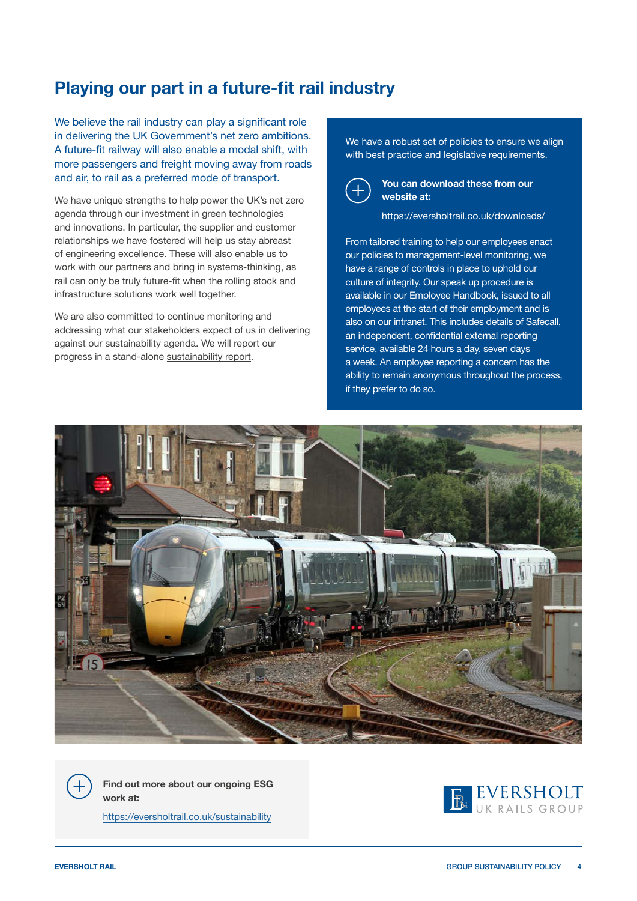# Playing our part in a future-fit rail industry

We believe the rail industry can play a significant role in delivering the UK Government's net zero ambitions. A future-fit railway will also enable a modal shift, with more passengers and freight moving away from roads and air, to rail as a preferred mode of transport.

We have unique strengths to help power the UK's net zero agenda through our investment in green technologies and innovations. In particular, the supplier and customer relationships we have fostered will help us stay abreast of engineering excellence. These will also enable us to work with our partners and bring in systems-thinking, as rail can only be truly future-fit when the rolling stock and infrastructure solutions work well together.

We are also committed to continue monitoring and addressing what our stakeholders expect of us in delivering against our sustainability agenda. We will report our progress in a stand-alone sustainability report.

We have a robust set of policies to ensure we align with best practice and legislative requirements.

**You can download these from our website at:**

https://eversholtrail.co.uk/downloads/

From tailored training to help our employees enact our policies to management-level monitoring, we have a range of controls in place to uphold our culture of integrity. Our speak up procedure is available in our Employee Handbook, issued to all employees at the start of their employment and is also on our intranet. This includes details of Safecall, an independent, confidential external reporting service, available 24 hours a day, seven days a week. An employee reporting a concern has the ability to remain anonymous throughout the process, if they prefer to do so.

**Find out more about our ongoing ESG work at:**

https://eversholtrail.co.uk/sustainability

EVERSHOLT UK RAILS GROUP